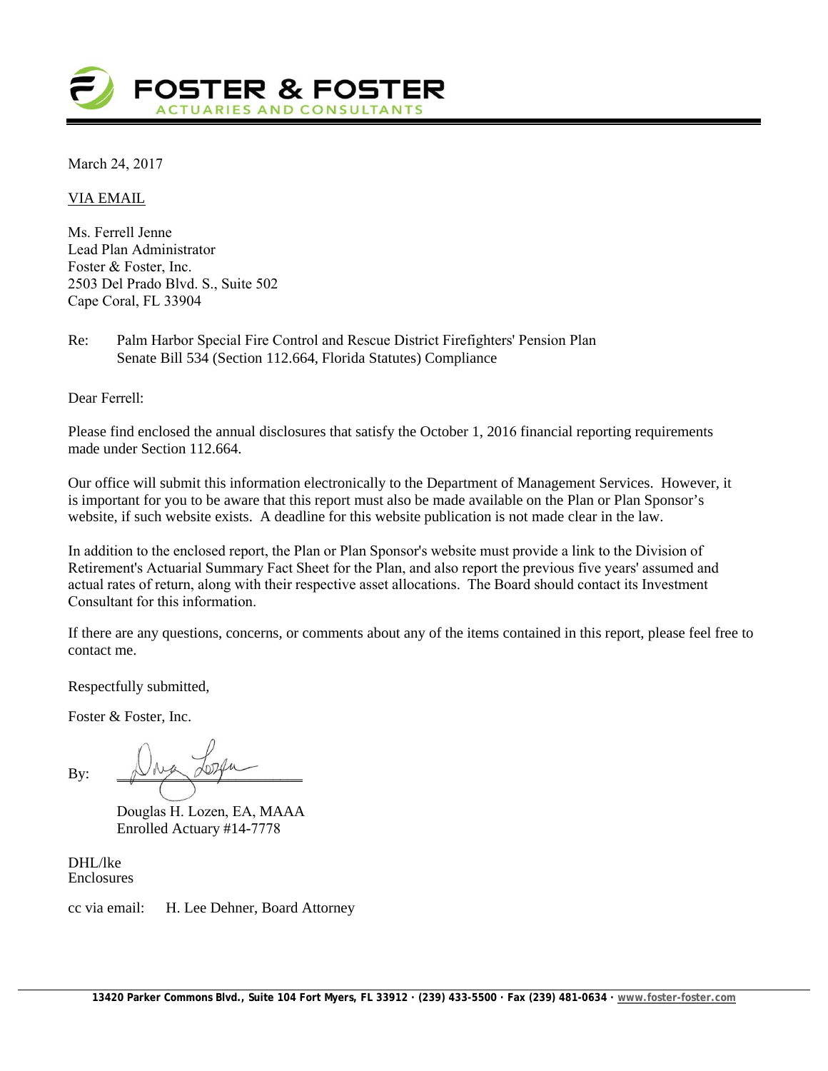**FOSTER & FOSTER**
ACTUARIES AND CONSULTANTS

March 24, 2017

VIA EMAIL

Ms. Ferrell Jenne
Lead Plan Administrator
Foster & Foster, Inc.
2503 Del Prado Blvd. S., Suite 502
Cape Coral, FL 33904

Re: Palm Harbor Special Fire Control and Rescue District Firefighters' Pension Plan
Senate Bill 534 (Section 112.664, Florida Statutes) Compliance

Dear Ferrell:

Please find enclosed the annual disclosures that satisfy the October 1, 2016 financial reporting requirements made under Section 112.664.

Our office will submit this information electronically to the Department of Management Services. However, it is important for you to be aware that this report must also be made available on the Plan or Plan Sponsor's website, if such website exists. A deadline for this website publication is not made clear in the law.

In addition to the enclosed report, the Plan or Plan Sponsor's website must provide a link to the Division of Retirement's Actuarial Summary Fact Sheet for the Plan, and also report the previous five years' assumed and actual rates of return, along with their respective asset allocations. The Board should contact its Investment Consultant for this information.

If there are any questions, concerns, or comments about any of the items contained in this report, please feel free to contact me.

Respectfully submitted,

Foster & Foster, Inc.

By: ______________________

Douglas H. Lozen, EA, MAAA
Enrolled Actuary #14-7778

DHL/lke
Enclosures

cc via email: H. Lee Dehner, Board Attorney

13420 Parker Commons Blvd., Suite 104 Fort Myers, FL 33912 · (239) 433-5500 · Fax (239) 481-0634 · www.foster-foster.com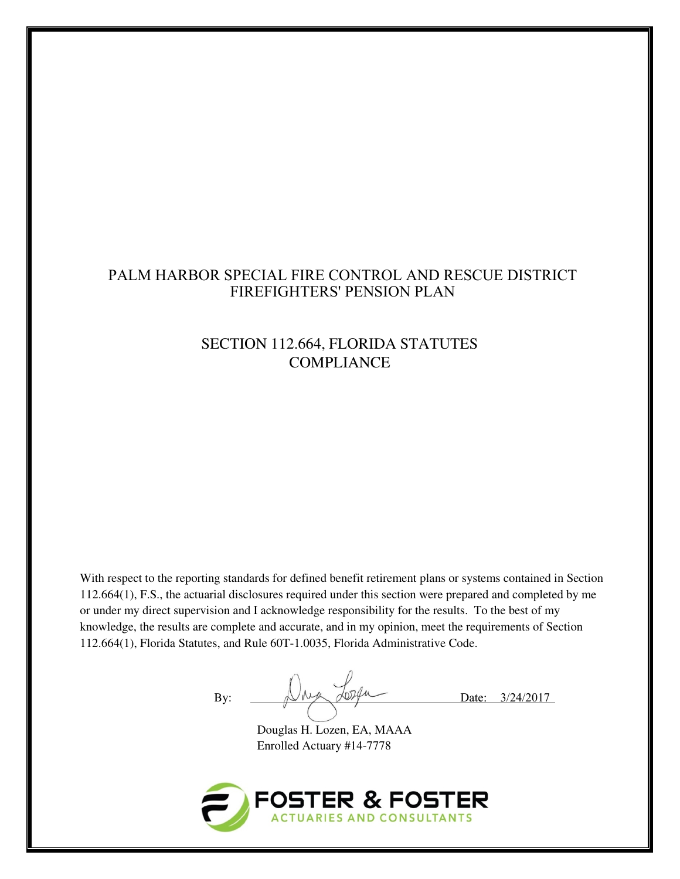# PALM HARBOR SPECIAL FIRE CONTROL AND RESCUE DISTRICT FIREFIGHTERS' PENSION PLAN

## SECTION 112.664, FLORIDA STATUTES COMPLIANCE

With respect to the reporting standards for defined benefit retirement plans or systems contained in Section 112.664(1), F.S., the actuarial disclosures required under this section were prepared and completed by me or under my direct supervision and I acknowledge responsibility for the results. To the best of my knowledge, the results are complete and accurate, and in my opinion, meet the requirements of Section 112.664(1), Florida Statutes, and Rule 60T-1.0035, Florida Administrative Code.

By: ______________________ Date: 3/24/2017

Douglas H. Lozen, EA, MAAA
Enrolled Actuary #14-7778

FOSTER & FOSTER
ACTUARIES AND CONSULTANTS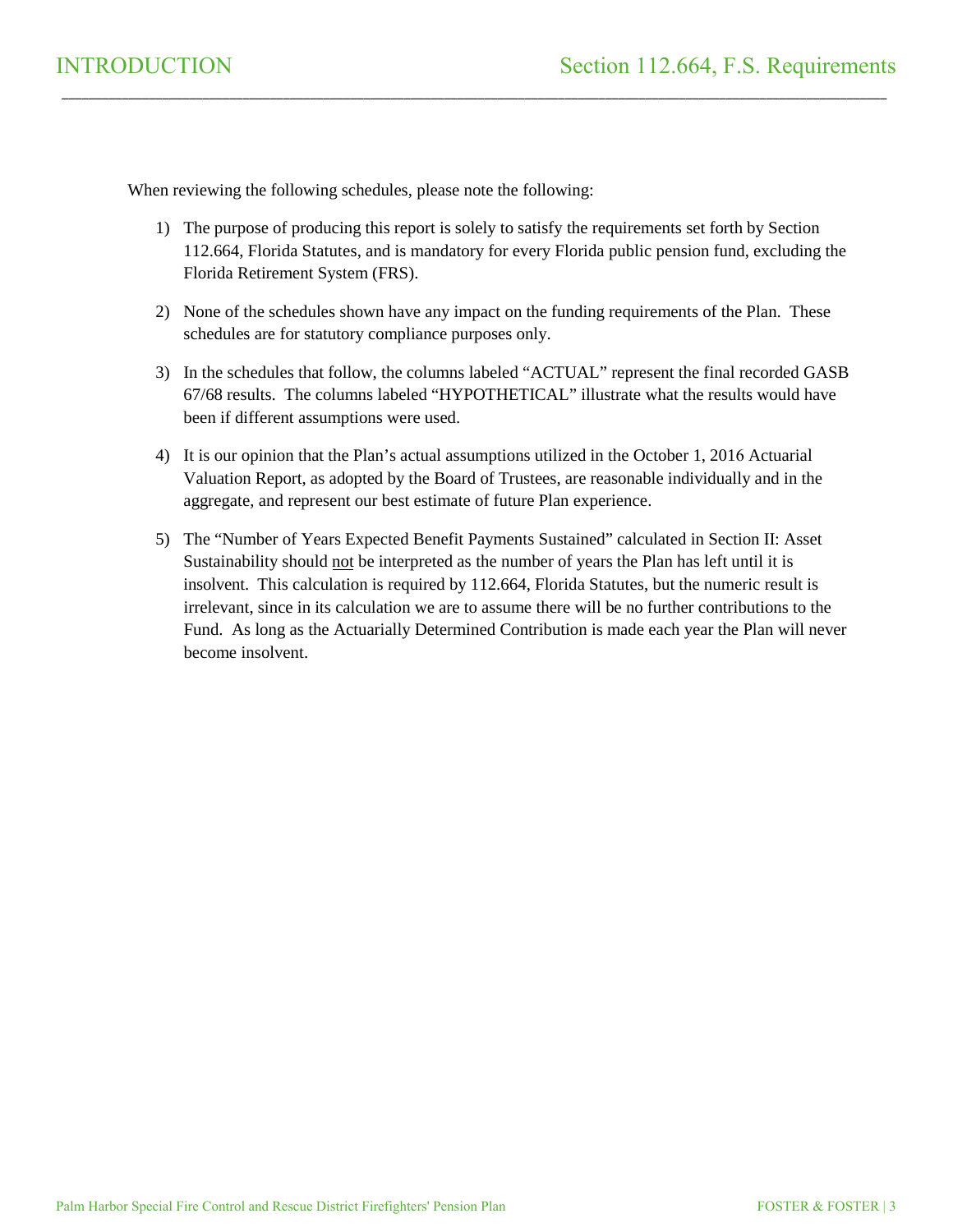# INTRODUCTION

## Section 112.664, F.S. Requirements

When reviewing the following schedules, please note the following:

1) The purpose of producing this report is solely to satisfy the requirements set forth by Section 112.664, Florida Statutes, and is mandatory for every Florida public pension fund, excluding the Florida Retirement System (FRS).

2) None of the schedules shown have any impact on the funding requirements of the Plan. These schedules are for statutory compliance purposes only.

3) In the schedules that follow, the columns labeled "ACTUAL" represent the final recorded GASB 67/68 results. The columns labeled "HYPOTHETICAL" illustrate what the results would have been if different assumptions were used.

4) It is our opinion that the Plan's actual assumptions utilized in the October 1, 2016 Actuarial Valuation Report, as adopted by the Board of Trustees, are reasonable individually and in the aggregate, and represent our best estimate of future Plan experience.

5) The "Number of Years Expected Benefit Payments Sustained" calculated in Section II: Asset Sustainability should <u>not</u> be interpreted as the number of years the Plan has left until it is insolvent. This calculation is required by 112.664, Florida Statutes, but the numeric result is irrelevant, since in its calculation we are to assume there will be no further contributions to the Fund. As long as the Actuarially Determined Contribution is made each year the Plan will never become insolvent.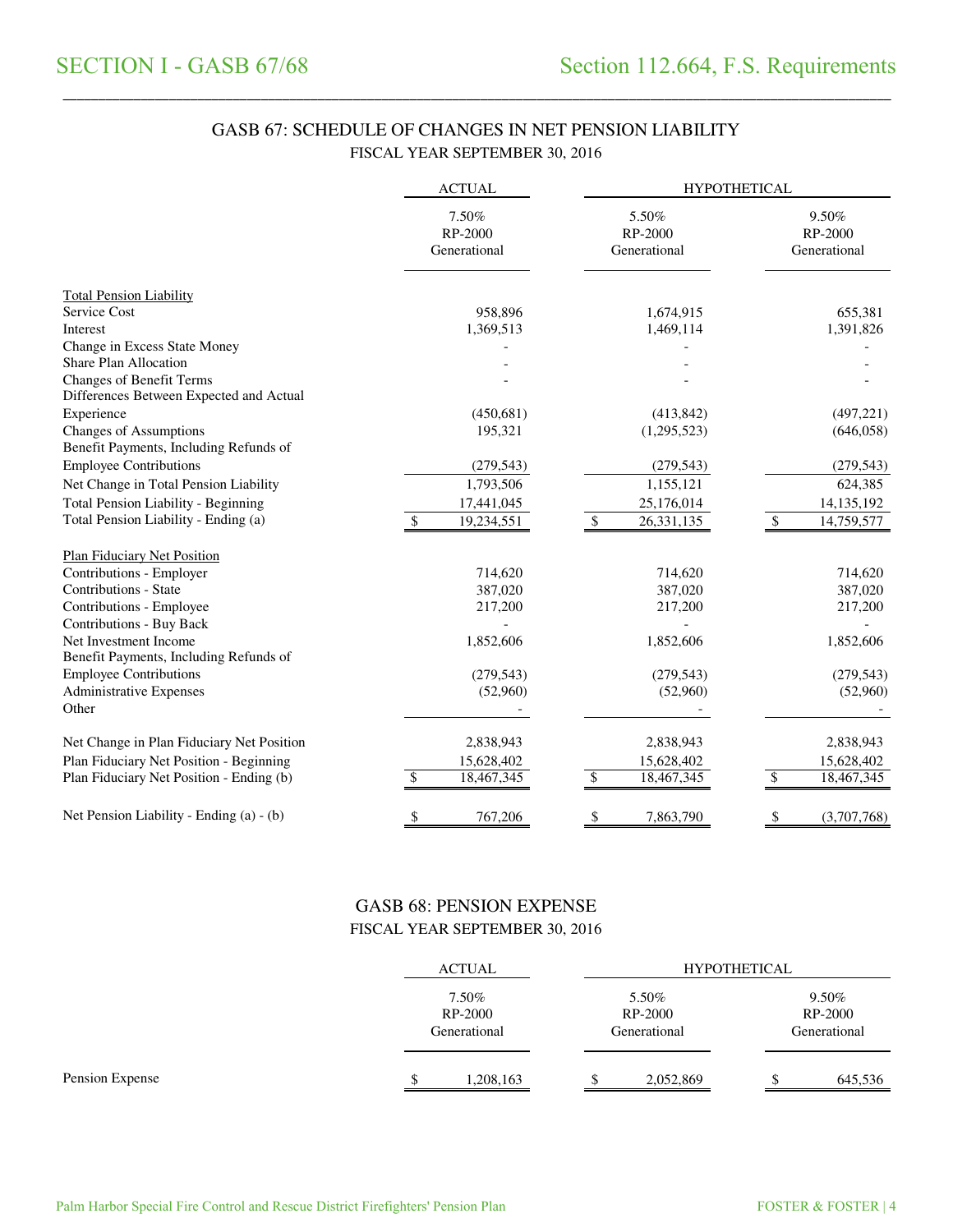# SECTION I - GASB 67/68

## Section 112.664, F.S. Requirements

### GASB 67: SCHEDULE OF CHANGES IN NET PENSION LIABILITY

FISCAL YEAR SEPTEMBER 30, 2016

| | ACTUAL | HYPOTHETICAL | |
|---|---|---|---|
| | 7.50% RP-2000 Generational | 5.50% RP-2000 Generational | 9.50% RP-2000 Generational |
| **Total Pension Liability** | | | |
| Service Cost | 958,896 | 1,674,915 | 655,381 |
| Interest | 1,369,513 | 1,469,114 | 1,391,826 |
| Change in Excess State Money | - | - | - |
| Share Plan Allocation | - | - | - |
| Changes of Benefit Terms | - | - | - |
| Differences Between Expected and Actual Experience | (450,681) | (413,842) | (497,221) |
| Changes of Assumptions | 195,321 | (1,295,523) | (646,058) |
| Benefit Payments, Including Refunds of Employee Contributions | (279,543) | (279,543) | (279,543) |
| Net Change in Total Pension Liability | 1,793,506 | 1,155,121 | 624,385 |
| Total Pension Liability - Beginning | 17,441,045 | 25,176,014 | 14,135,192 |
| Total Pension Liability - Ending (a) | $ 19,234,551 | $ 26,331,135 | $ 14,759,577 |
| **Plan Fiduciary Net Position** | | | |
| Contributions - Employer | 714,620 | 714,620 | 714,620 |
| Contributions - State | 387,020 | 387,020 | 387,020 |
| Contributions - Employee | 217,200 | 217,200 | 217,200 |
| Contributions - Buy Back | - | - | - |
| Net Investment Income | 1,852,606 | 1,852,606 | 1,852,606 |
| Benefit Payments, Including Refunds of Employee Contributions | (279,543) | (279,543) | (279,543) |
| Administrative Expenses | (52,960) | (52,960) | (52,960) |
| Other | - | - | - |
| Net Change in Plan Fiduciary Net Position | 2,838,943 | 2,838,943 | 2,838,943 |
| Plan Fiduciary Net Position - Beginning | 15,628,402 | 15,628,402 | 15,628,402 |
| Plan Fiduciary Net Position - Ending (b) | $ 18,467,345 | $ 18,467,345 | $ 18,467,345 |
| Net Pension Liability - Ending (a) - (b) | $ 767,206 | $ 7,863,790 | $ (3,707,768) |

### GASB 68: PENSION EXPENSE

FISCAL YEAR SEPTEMBER 30, 2016

| | ACTUAL | HYPOTHETICAL | |
|---|---|---|---|
| | 7.50% RP-2000 Generational | 5.50% RP-2000 Generational | 9.50% RP-2000 Generational |
| Pension Expense | $ 1,208,163 | $ 2,052,869 | $ 645,536 |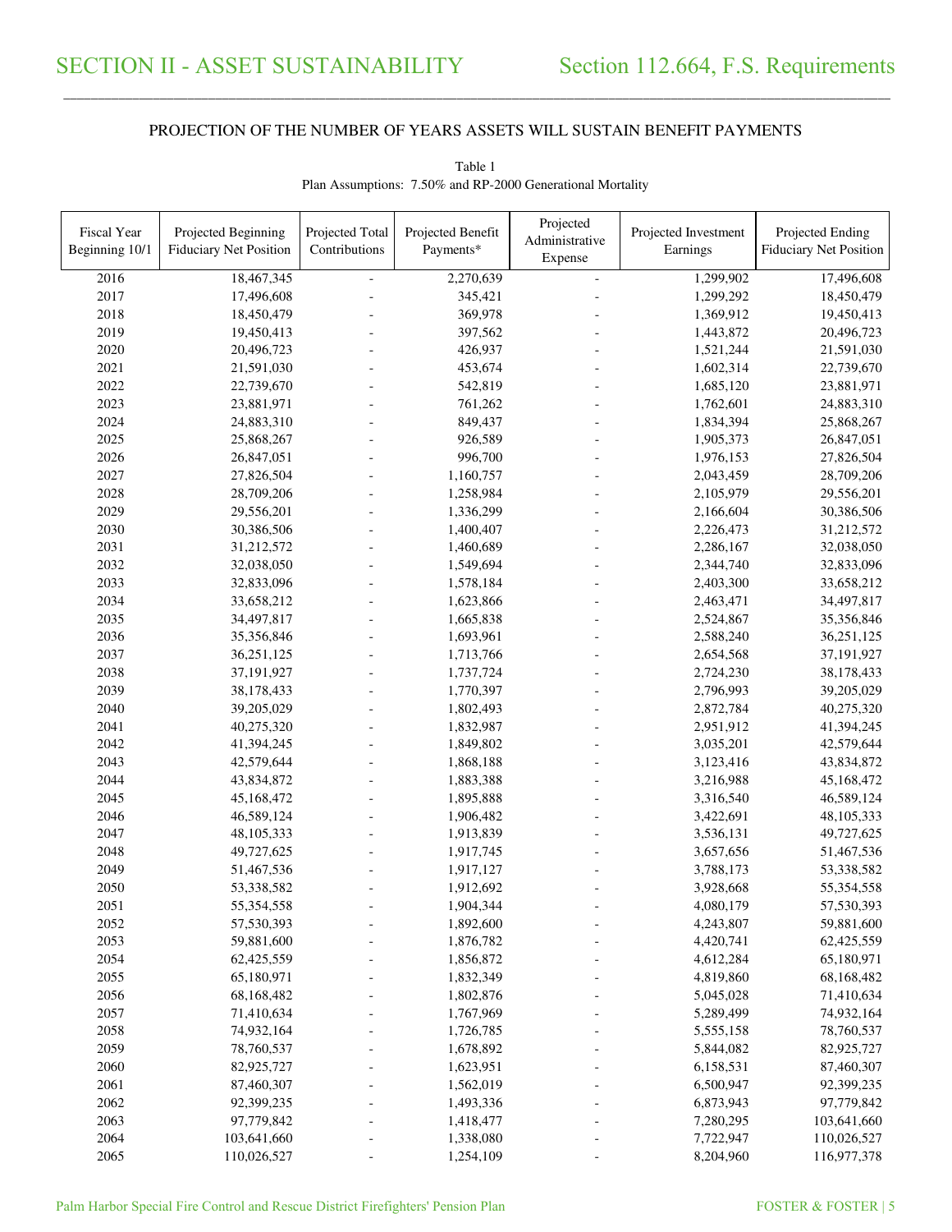# SECTION II - ASSET SUSTAINABILITY

## Section 112.664, F.S. Requirements

PROJECTION OF THE NUMBER OF YEARS ASSETS WILL SUSTAIN BENEFIT PAYMENTS

Table 1
Plan Assumptions: 7.50% and RP-2000 Generational Mortality

| Fiscal Year Beginning 10/1 | Projected Beginning Fiduciary Net Position | Projected Total Contributions | Projected Benefit Payments* | Projected Administrative Expense | Projected Investment Earnings | Projected Ending Fiduciary Net Position |
|---|---|---|---|---|---|---|
| 2016 | 18,467,345 | - | 2,270,639 | - | 1,299,902 | 17,496,608 |
| 2017 | 17,496,608 | - | 345,421 | - | 1,299,292 | 18,450,479 |
| 2018 | 18,450,479 | - | 369,978 | - | 1,369,912 | 19,450,413 |
| 2019 | 19,450,413 | - | 397,562 | - | 1,443,872 | 20,496,723 |
| 2020 | 20,496,723 | - | 426,937 | - | 1,521,244 | 21,591,030 |
| 2021 | 21,591,030 | - | 453,674 | - | 1,602,314 | 22,739,670 |
| 2022 | 22,739,670 | - | 542,819 | - | 1,685,120 | 23,881,971 |
| 2023 | 23,881,971 | - | 761,262 | - | 1,762,601 | 24,883,310 |
| 2024 | 24,883,310 | - | 849,437 | - | 1,834,394 | 25,868,267 |
| 2025 | 25,868,267 | - | 926,589 | - | 1,905,373 | 26,847,051 |
| 2026 | 26,847,051 | - | 996,700 | - | 1,976,153 | 27,826,504 |
| 2027 | 27,826,504 | - | 1,160,757 | - | 2,043,459 | 28,709,206 |
| 2028 | 28,709,206 | - | 1,258,984 | - | 2,105,979 | 29,556,201 |
| 2029 | 29,556,201 | - | 1,336,299 | - | 2,166,604 | 30,386,506 |
| 2030 | 30,386,506 | - | 1,400,407 | - | 2,226,473 | 31,212,572 |
| 2031 | 31,212,572 | - | 1,460,689 | - | 2,286,167 | 32,038,050 |
| 2032 | 32,038,050 | - | 1,549,694 | - | 2,344,740 | 32,833,096 |
| 2033 | 32,833,096 | - | 1,578,184 | - | 2,403,300 | 33,658,212 |
| 2034 | 33,658,212 | - | 1,623,866 | - | 2,463,471 | 34,497,817 |
| 2035 | 34,497,817 | - | 1,665,838 | - | 2,524,867 | 35,356,846 |
| 2036 | 35,356,846 | - | 1,693,961 | - | 2,588,240 | 36,251,125 |
| 2037 | 36,251,125 | - | 1,713,766 | - | 2,654,568 | 37,191,927 |
| 2038 | 37,191,927 | - | 1,737,724 | - | 2,724,230 | 38,178,433 |
| 2039 | 38,178,433 | - | 1,770,397 | - | 2,796,993 | 39,205,029 |
| 2040 | 39,205,029 | - | 1,802,493 | - | 2,872,784 | 40,275,320 |
| 2041 | 40,275,320 | - | 1,832,987 | - | 2,951,912 | 41,394,245 |
| 2042 | 41,394,245 | - | 1,849,802 | - | 3,035,201 | 42,579,644 |
| 2043 | 42,579,644 | - | 1,868,188 | - | 3,123,416 | 43,834,872 |
| 2044 | 43,834,872 | - | 1,883,388 | - | 3,216,988 | 45,168,472 |
| 2045 | 45,168,472 | - | 1,895,888 | - | 3,316,540 | 46,589,124 |
| 2046 | 46,589,124 | - | 1,906,482 | - | 3,422,691 | 48,105,333 |
| 2047 | 48,105,333 | - | 1,913,839 | - | 3,536,131 | 49,727,625 |
| 2048 | 49,727,625 | - | 1,917,745 | - | 3,657,656 | 51,467,536 |
| 2049 | 51,467,536 | - | 1,917,127 | - | 3,788,173 | 53,338,582 |
| 2050 | 53,338,582 | - | 1,912,692 | - | 3,928,668 | 55,354,558 |
| 2051 | 55,354,558 | - | 1,904,344 | - | 4,080,179 | 57,530,393 |
| 2052 | 57,530,393 | - | 1,892,600 | - | 4,243,807 | 59,881,600 |
| 2053 | 59,881,600 | - | 1,876,782 | - | 4,420,741 | 62,425,559 |
| 2054 | 62,425,559 | - | 1,856,872 | - | 4,612,284 | 65,180,971 |
| 2055 | 65,180,971 | - | 1,832,349 | - | 4,819,860 | 68,168,482 |
| 2056 | 68,168,482 | - | 1,802,876 | - | 5,045,028 | 71,410,634 |
| 2057 | 71,410,634 | - | 1,767,969 | - | 5,289,499 | 74,932,164 |
| 2058 | 74,932,164 | - | 1,726,785 | - | 5,555,158 | 78,760,537 |
| 2059 | 78,760,537 | - | 1,678,892 | - | 5,844,082 | 82,925,727 |
| 2060 | 82,925,727 | - | 1,623,951 | - | 6,158,531 | 87,460,307 |
| 2061 | 87,460,307 | - | 1,562,019 | - | 6,500,947 | 92,399,235 |
| 2062 | 92,399,235 | - | 1,493,336 | - | 6,873,943 | 97,779,842 |
| 2063 | 97,779,842 | - | 1,418,477 | - | 7,280,295 | 103,641,660 |
| 2064 | 103,641,660 | - | 1,338,080 | - | 7,722,947 | 110,026,527 |
| 2065 | 110,026,527 | - | 1,254,109 | - | 8,204,960 | 116,977,378 |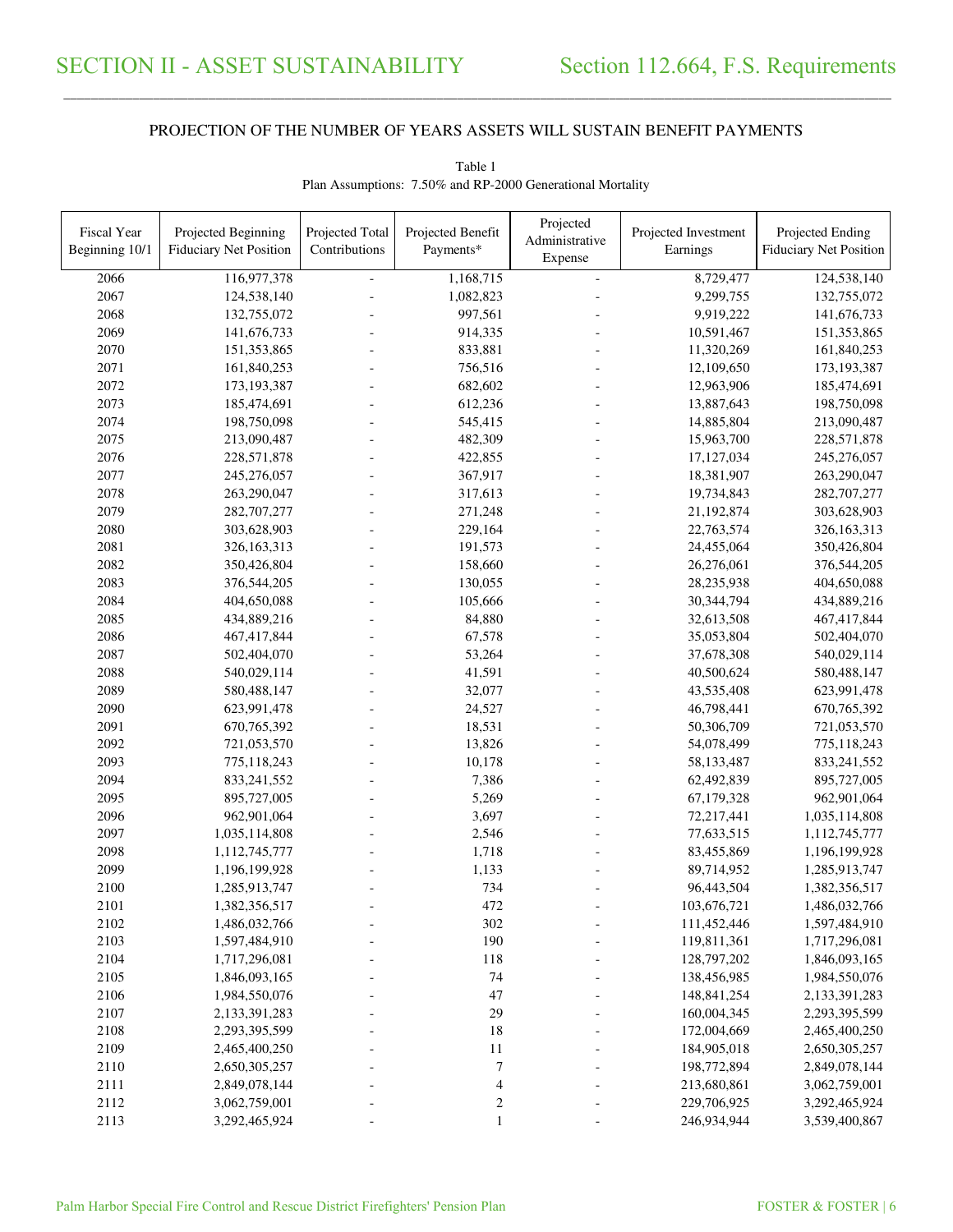## SECTION II - ASSET SUSTAINABILITY

## Section 112.664, F.S. Requirements

### PROJECTION OF THE NUMBER OF YEARS ASSETS WILL SUSTAIN BENEFIT PAYMENTS

Table 1
Plan Assumptions: 7.50% and RP-2000 Generational Mortality

| Fiscal Year Beginning 10/1 | Projected Beginning Fiduciary Net Position | Projected Total Contributions | Projected Benefit Payments* | Projected Administrative Expense | Projected Investment Earnings | Projected Ending Fiduciary Net Position |
|---|---|---|---|---|---|---|
| 2066 | 116,977,378 | - | 1,168,715 | - | 8,729,477 | 124,538,140 |
| 2067 | 124,538,140 | - | 1,082,823 | - | 9,299,755 | 132,755,072 |
| 2068 | 132,755,072 | - | 997,561 | - | 9,919,222 | 141,676,733 |
| 2069 | 141,676,733 | - | 914,335 | - | 10,591,467 | 151,353,865 |
| 2070 | 151,353,865 | - | 833,881 | - | 11,320,269 | 161,840,253 |
| 2071 | 161,840,253 | - | 756,516 | - | 12,109,650 | 173,193,387 |
| 2072 | 173,193,387 | - | 682,602 | - | 12,963,906 | 185,474,691 |
| 2073 | 185,474,691 | - | 612,236 | - | 13,887,643 | 198,750,098 |
| 2074 | 198,750,098 | - | 545,415 | - | 14,885,804 | 213,090,487 |
| 2075 | 213,090,487 | - | 482,309 | - | 15,963,700 | 228,571,878 |
| 2076 | 228,571,878 | - | 422,855 | - | 17,127,034 | 245,276,057 |
| 2077 | 245,276,057 | - | 367,917 | - | 18,381,907 | 263,290,047 |
| 2078 | 263,290,047 | - | 317,613 | - | 19,734,843 | 282,707,277 |
| 2079 | 282,707,277 | - | 271,248 | - | 21,192,874 | 303,628,903 |
| 2080 | 303,628,903 | - | 229,164 | - | 22,763,574 | 326,163,313 |
| 2081 | 326,163,313 | - | 191,573 | - | 24,455,064 | 350,426,804 |
| 2082 | 350,426,804 | - | 158,660 | - | 26,276,061 | 376,544,205 |
| 2083 | 376,544,205 | - | 130,055 | - | 28,235,938 | 404,650,088 |
| 2084 | 404,650,088 | - | 105,666 | - | 30,344,794 | 434,889,216 |
| 2085 | 434,889,216 | - | 84,880 | - | 32,613,508 | 467,417,844 |
| 2086 | 467,417,844 | - | 67,578 | - | 35,053,804 | 502,404,070 |
| 2087 | 502,404,070 | - | 53,264 | - | 37,678,308 | 540,029,114 |
| 2088 | 540,029,114 | - | 41,591 | - | 40,500,624 | 580,488,147 |
| 2089 | 580,488,147 | - | 32,077 | - | 43,535,408 | 623,991,478 |
| 2090 | 623,991,478 | - | 24,527 | - | 46,798,441 | 670,765,392 |
| 2091 | 670,765,392 | - | 18,531 | - | 50,306,709 | 721,053,570 |
| 2092 | 721,053,570 | - | 13,826 | - | 54,078,499 | 775,118,243 |
| 2093 | 775,118,243 | - | 10,178 | - | 58,133,487 | 833,241,552 |
| 2094 | 833,241,552 | - | 7,386 | - | 62,492,839 | 895,727,005 |
| 2095 | 895,727,005 | - | 5,269 | - | 67,179,328 | 962,901,064 |
| 2096 | 962,901,064 | - | 3,697 | - | 72,217,441 | 1,035,114,808 |
| 2097 | 1,035,114,808 | - | 2,546 | - | 77,633,515 | 1,112,745,777 |
| 2098 | 1,112,745,777 | - | 1,718 | - | 83,455,869 | 1,196,199,928 |
| 2099 | 1,196,199,928 | - | 1,133 | - | 89,714,952 | 1,285,913,747 |
| 2100 | 1,285,913,747 | - | 734 | - | 96,443,504 | 1,382,356,517 |
| 2101 | 1,382,356,517 | - | 472 | - | 103,676,721 | 1,486,032,766 |
| 2102 | 1,486,032,766 | - | 302 | - | 111,452,446 | 1,597,484,910 |
| 2103 | 1,597,484,910 | - | 190 | - | 119,811,361 | 1,717,296,081 |
| 2104 | 1,717,296,081 | - | 118 | - | 128,797,202 | 1,846,093,165 |
| 2105 | 1,846,093,165 | - | 74 | - | 138,456,985 | 1,984,550,076 |
| 2106 | 1,984,550,076 | - | 47 | - | 148,841,254 | 2,133,391,283 |
| 2107 | 2,133,391,283 | - | 29 | - | 160,004,345 | 2,293,395,599 |
| 2108 | 2,293,395,599 | - | 18 | - | 172,004,669 | 2,465,400,250 |
| 2109 | 2,465,400,250 | - | 11 | - | 184,905,018 | 2,650,305,257 |
| 2110 | 2,650,305,257 | - | 7 | - | 198,772,894 | 2,849,078,144 |
| 2111 | 2,849,078,144 | - | 4 | - | 213,680,861 | 3,062,759,001 |
| 2112 | 3,062,759,001 | - | 2 | - | 229,706,925 | 3,292,465,924 |
| 2113 | 3,292,465,924 | - | 1 | - | 246,934,944 | 3,539,400,867 |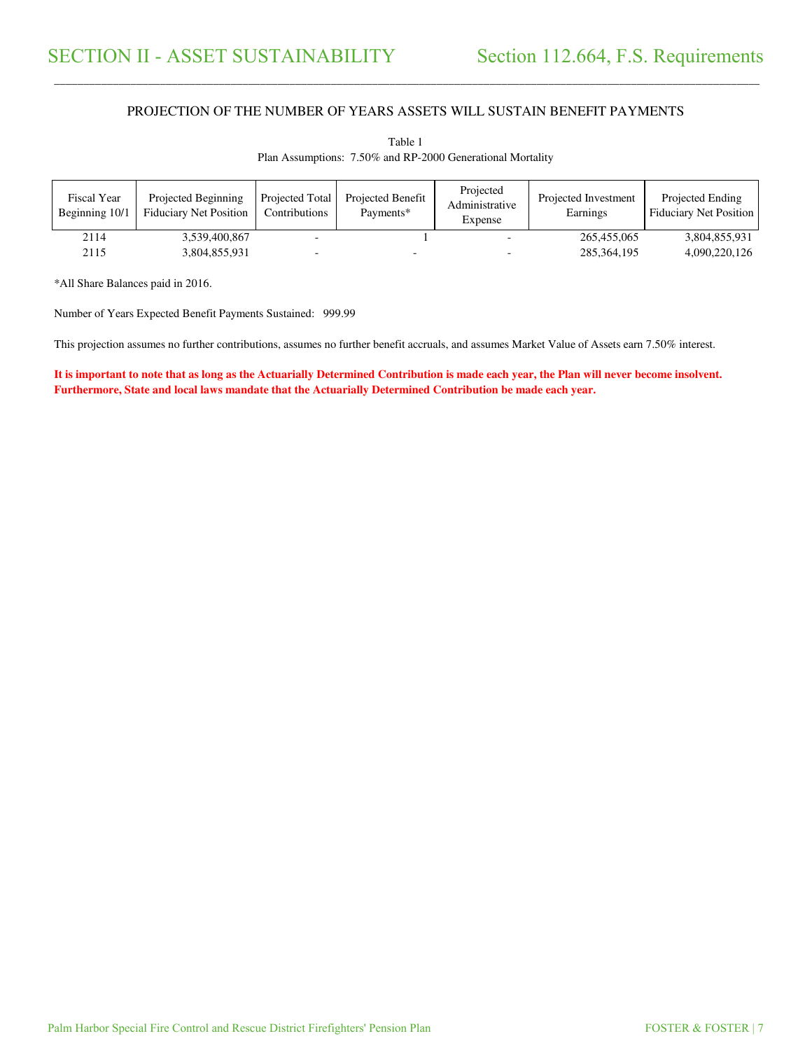# SECTION II - ASSET SUSTAINABILITY

## Section 112.664, F.S. Requirements

### PROJECTION OF THE NUMBER OF YEARS ASSETS WILL SUSTAIN BENEFIT PAYMENTS

Table 1
Plan Assumptions: 7.50% and RP-2000 Generational Mortality

| Fiscal Year Beginning 10/1 | Projected Beginning Fiduciary Net Position | Projected Total Contributions | Projected Benefit Payments* | Projected Administrative Expense | Projected Investment Earnings | Projected Ending Fiduciary Net Position |
|---|---|---|---|---|---|---|
| 2114 | 3,539,400,867 | - | 1 | - | 265,455,065 | 3,804,855,931 |
| 2115 | 3,804,855,931 | - | - | - | 285,364,195 | 4,090,220,126 |

*All Share Balances paid in 2016.

Number of Years Expected Benefit Payments Sustained: 999.99

This projection assumes no further contributions, assumes no further benefit accruals, and assumes Market Value of Assets earn 7.50% interest.

**It is important to note that as long as the Actuarially Determined Contribution is made each year, the Plan will never become insolvent. Furthermore, State and local laws mandate that the Actuarially Determined Contribution be made each year.**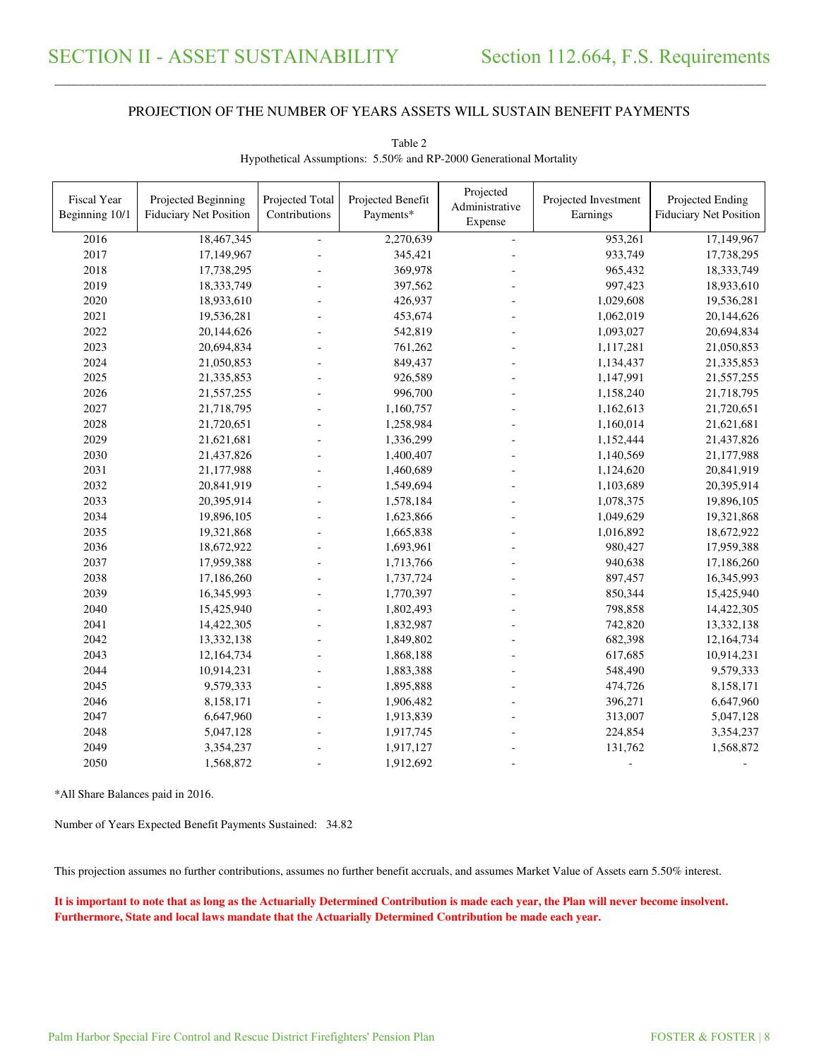# SECTION II - ASSET SUSTAINABILITY

## Section 112.664, F.S. Requirements

PROJECTION OF THE NUMBER OF YEARS ASSETS WILL SUSTAIN BENEFIT PAYMENTS

Table 2
Hypothetical Assumptions: 5.50% and RP-2000 Generational Mortality

| Fiscal Year Beginning 10/1 | Projected Beginning Fiduciary Net Position | Projected Total Contributions | Projected Benefit Payments* | Projected Administrative Expense | Projected Investment Earnings | Projected Ending Fiduciary Net Position |
|---|---|---|---|---|---|---|
| 2016 | 18,467,345 | - | 2,270,639 | - | 953,261 | 17,149,967 |
| 2017 | 17,149,967 | - | 345,421 | - | 933,749 | 17,738,295 |
| 2018 | 17,738,295 | - | 369,978 | - | 965,432 | 18,333,749 |
| 2019 | 18,333,749 | - | 397,562 | - | 997,423 | 18,933,610 |
| 2020 | 18,933,610 | - | 426,937 | - | 1,029,608 | 19,536,281 |
| 2021 | 19,536,281 | - | 453,674 | - | 1,062,019 | 20,144,626 |
| 2022 | 20,144,626 | - | 542,819 | - | 1,093,027 | 20,694,834 |
| 2023 | 20,694,834 | - | 761,262 | - | 1,117,281 | 21,050,853 |
| 2024 | 21,050,853 | - | 849,437 | - | 1,134,437 | 21,335,853 |
| 2025 | 21,335,853 | - | 926,589 | - | 1,147,991 | 21,557,255 |
| 2026 | 21,557,255 | - | 996,700 | - | 1,158,240 | 21,718,795 |
| 2027 | 21,718,795 | - | 1,160,757 | - | 1,162,613 | 21,720,651 |
| 2028 | 21,720,651 | - | 1,258,984 | - | 1,160,014 | 21,621,681 |
| 2029 | 21,621,681 | - | 1,336,299 | - | 1,152,444 | 21,437,826 |
| 2030 | 21,437,826 | - | 1,400,407 | - | 1,140,569 | 21,177,988 |
| 2031 | 21,177,988 | - | 1,460,689 | - | 1,124,620 | 20,841,919 |
| 2032 | 20,841,919 | - | 1,549,694 | - | 1,103,689 | 20,395,914 |
| 2033 | 20,395,914 | - | 1,578,184 | - | 1,078,375 | 19,896,105 |
| 2034 | 19,896,105 | - | 1,623,866 | - | 1,049,629 | 19,321,868 |
| 2035 | 19,321,868 | - | 1,665,838 | - | 1,016,892 | 18,672,922 |
| 2036 | 18,672,922 | - | 1,693,961 | - | 980,427 | 17,959,388 |
| 2037 | 17,959,388 | - | 1,713,766 | - | 940,638 | 17,186,260 |
| 2038 | 17,186,260 | - | 1,737,724 | - | 897,457 | 16,345,993 |
| 2039 | 16,345,993 | - | 1,770,397 | - | 850,344 | 15,425,940 |
| 2040 | 15,425,940 | - | 1,802,493 | - | 798,858 | 14,422,305 |
| 2041 | 14,422,305 | - | 1,832,987 | - | 742,820 | 13,332,138 |
| 2042 | 13,332,138 | - | 1,849,802 | - | 682,398 | 12,164,734 |
| 2043 | 12,164,734 | - | 1,868,188 | - | 617,685 | 10,914,231 |
| 2044 | 10,914,231 | - | 1,883,388 | - | 548,490 | 9,579,333 |
| 2045 | 9,579,333 | - | 1,895,888 | - | 474,726 | 8,158,171 |
| 2046 | 8,158,171 | - | 1,906,482 | - | 396,271 | 6,647,960 |
| 2047 | 6,647,960 | - | 1,913,839 | - | 313,007 | 5,047,128 |
| 2048 | 5,047,128 | - | 1,917,745 | - | 224,854 | 3,354,237 |
| 2049 | 3,354,237 | - | 1,917,127 | - | 131,762 | 1,568,872 |
| 2050 | 1,568,872 | - | 1,912,692 | - | - | - |

*All Share Balances paid in 2016.

Number of Years Expected Benefit Payments Sustained: 34.82

This projection assumes no further contributions, assumes no further benefit accruals, and assumes Market Value of Assets earn 5.50% interest.

**It is important to note that as long as the Actuarially Determined Contribution is made each year, the Plan will never become insolvent. Furthermore, State and local laws mandate that the Actuarially Determined Contribution be made each year.**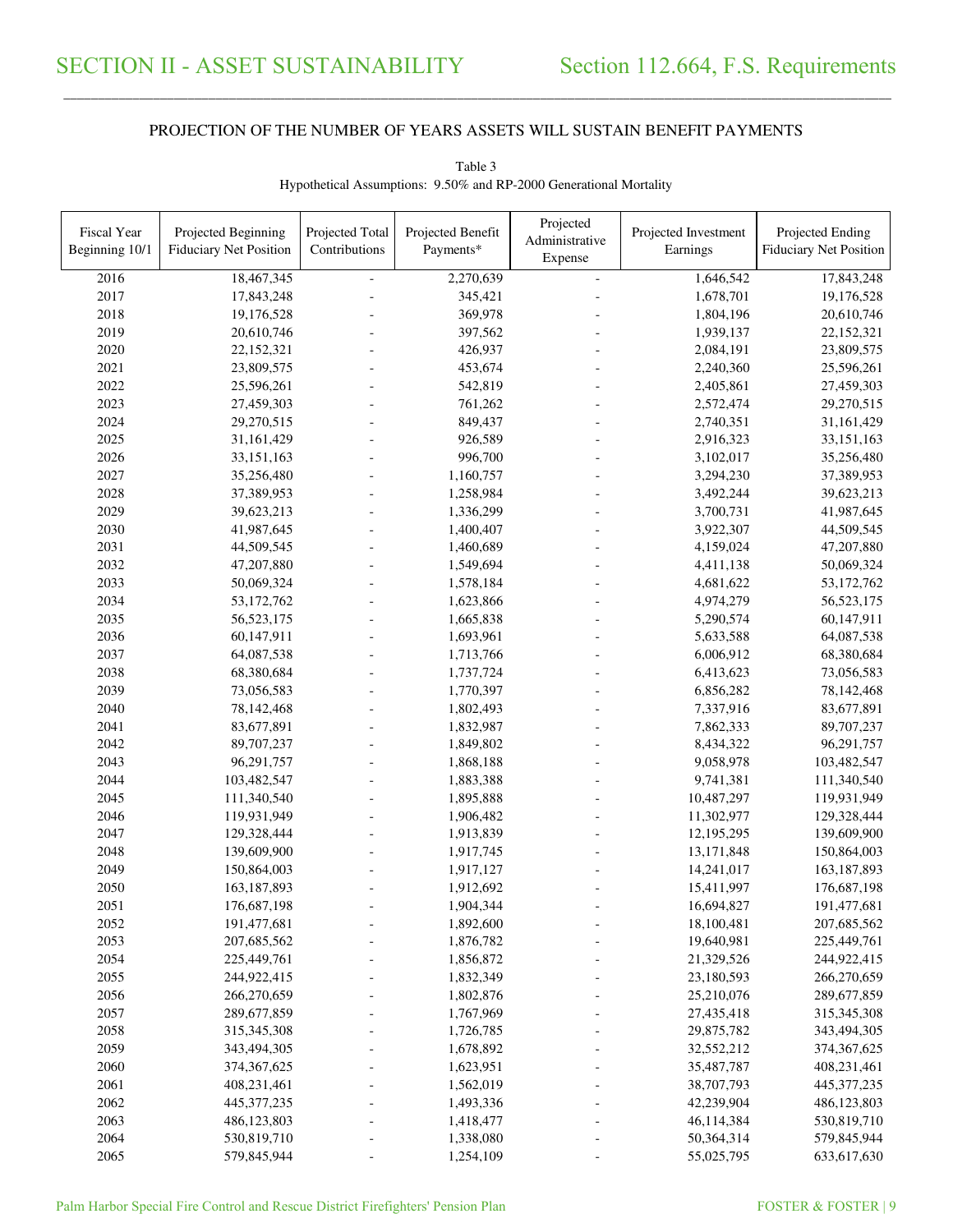# SECTION II - ASSET SUSTAINABILITY

## Section 112.664, F.S. Requirements

### PROJECTION OF THE NUMBER OF YEARS ASSETS WILL SUSTAIN BENEFIT PAYMENTS

Table 3

Hypothetical Assumptions: 9.50% and RP-2000 Generational Mortality

| Fiscal Year Beginning 10/1 | Projected Beginning Fiduciary Net Position | Projected Total Contributions | Projected Benefit Payments* | Projected Administrative Expense | Projected Investment Earnings | Projected Ending Fiduciary Net Position |
|---|---|---|---|---|---|---|
| 2016 | 18,467,345 | - | 2,270,639 | - | 1,646,542 | 17,843,248 |
| 2017 | 17,843,248 | - | 345,421 | - | 1,678,701 | 19,176,528 |
| 2018 | 19,176,528 | - | 369,978 | - | 1,804,196 | 20,610,746 |
| 2019 | 20,610,746 | - | 397,562 | - | 1,939,137 | 22,152,321 |
| 2020 | 22,152,321 | - | 426,937 | - | 2,084,191 | 23,809,575 |
| 2021 | 23,809,575 | - | 453,674 | - | 2,240,360 | 25,596,261 |
| 2022 | 25,596,261 | - | 542,819 | - | 2,405,861 | 27,459,303 |
| 2023 | 27,459,303 | - | 761,262 | - | 2,572,474 | 29,270,515 |
| 2024 | 29,270,515 | - | 849,437 | - | 2,740,351 | 31,161,429 |
| 2025 | 31,161,429 | - | 926,589 | - | 2,916,323 | 33,151,163 |
| 2026 | 33,151,163 | - | 996,700 | - | 3,102,017 | 35,256,480 |
| 2027 | 35,256,480 | - | 1,160,757 | - | 3,294,230 | 37,389,953 |
| 2028 | 37,389,953 | - | 1,258,984 | - | 3,492,244 | 39,623,213 |
| 2029 | 39,623,213 | - | 1,336,299 | - | 3,700,731 | 41,987,645 |
| 2030 | 41,987,645 | - | 1,400,407 | - | 3,922,307 | 44,509,545 |
| 2031 | 44,509,545 | - | 1,460,689 | - | 4,159,024 | 47,207,880 |
| 2032 | 47,207,880 | - | 1,549,694 | - | 4,411,138 | 50,069,324 |
| 2033 | 50,069,324 | - | 1,578,184 | - | 4,681,622 | 53,172,762 |
| 2034 | 53,172,762 | - | 1,623,866 | - | 4,974,279 | 56,523,175 |
| 2035 | 56,523,175 | - | 1,665,838 | - | 5,290,574 | 60,147,911 |
| 2036 | 60,147,911 | - | 1,693,961 | - | 5,633,588 | 64,087,538 |
| 2037 | 64,087,538 | - | 1,713,766 | - | 6,006,912 | 68,380,684 |
| 2038 | 68,380,684 | - | 1,737,724 | - | 6,413,623 | 73,056,583 |
| 2039 | 73,056,583 | - | 1,770,397 | - | 6,856,282 | 78,142,468 |
| 2040 | 78,142,468 | - | 1,802,493 | - | 7,337,916 | 83,677,891 |
| 2041 | 83,677,891 | - | 1,832,987 | - | 7,862,333 | 89,707,237 |
| 2042 | 89,707,237 | - | 1,849,802 | - | 8,434,322 | 96,291,757 |
| 2043 | 96,291,757 | - | 1,868,188 | - | 9,058,978 | 103,482,547 |
| 2044 | 103,482,547 | - | 1,883,388 | - | 9,741,381 | 111,340,540 |
| 2045 | 111,340,540 | - | 1,895,888 | - | 10,487,297 | 119,931,949 |
| 2046 | 119,931,949 | - | 1,906,482 | - | 11,302,977 | 129,328,444 |
| 2047 | 129,328,444 | - | 1,913,839 | - | 12,195,295 | 139,609,900 |
| 2048 | 139,609,900 | - | 1,917,745 | - | 13,171,848 | 150,864,003 |
| 2049 | 150,864,003 | - | 1,917,127 | - | 14,241,017 | 163,187,893 |
| 2050 | 163,187,893 | - | 1,912,692 | - | 15,411,997 | 176,687,198 |
| 2051 | 176,687,198 | - | 1,904,344 | - | 16,694,827 | 191,477,681 |
| 2052 | 191,477,681 | - | 1,892,600 | - | 18,100,481 | 207,685,562 |
| 2053 | 207,685,562 | - | 1,876,782 | - | 19,640,981 | 225,449,761 |
| 2054 | 225,449,761 | - | 1,856,872 | - | 21,329,526 | 244,922,415 |
| 2055 | 244,922,415 | - | 1,832,349 | - | 23,180,593 | 266,270,659 |
| 2056 | 266,270,659 | - | 1,802,876 | - | 25,210,076 | 289,677,859 |
| 2057 | 289,677,859 | - | 1,767,969 | - | 27,435,418 | 315,345,308 |
| 2058 | 315,345,308 | - | 1,726,785 | - | 29,875,782 | 343,494,305 |
| 2059 | 343,494,305 | - | 1,678,892 | - | 32,552,212 | 374,367,625 |
| 2060 | 374,367,625 | - | 1,623,951 | - | 35,487,787 | 408,231,461 |
| 2061 | 408,231,461 | - | 1,562,019 | - | 38,707,793 | 445,377,235 |
| 2062 | 445,377,235 | - | 1,493,336 | - | 42,239,904 | 486,123,803 |
| 2063 | 486,123,803 | - | 1,418,477 | - | 46,114,384 | 530,819,710 |
| 2064 | 530,819,710 | - | 1,338,080 | - | 50,364,314 | 579,845,944 |
| 2065 | 579,845,944 | - | 1,254,109 | - | 55,025,795 | 633,617,630 |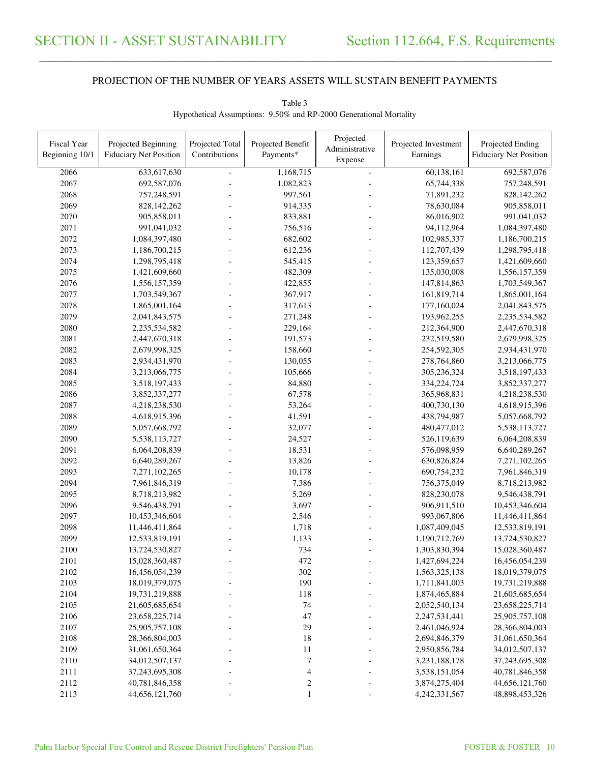# SECTION II - ASSET SUSTAINABILITY

## Section 112.664, F.S. Requirements

### PROJECTION OF THE NUMBER OF YEARS ASSETS WILL SUSTAIN BENEFIT PAYMENTS

Table 3
Hypothetical Assumptions: 9.50% and RP-2000 Generational Mortality

| Fiscal Year Beginning 10/1 | Projected Beginning Fiduciary Net Position | Projected Total Contributions | Projected Benefit Payments* | Projected Administrative Expense | Projected Investment Earnings | Projected Ending Fiduciary Net Position |
|---|---|---|---|---|---|---|
| 2066 | 633,617,630 | - | 1,168,715 | - | 60,138,161 | 692,587,076 |
| 2067 | 692,587,076 | - | 1,082,823 | - | 65,744,338 | 757,248,591 |
| 2068 | 757,248,591 | - | 997,561 | - | 71,891,232 | 828,142,262 |
| 2069 | 828,142,262 | - | 914,335 | - | 78,630,084 | 905,858,011 |
| 2070 | 905,858,011 | - | 833,881 | - | 86,016,902 | 991,041,032 |
| 2071 | 991,041,032 | - | 756,516 | - | 94,112,964 | 1,084,397,480 |
| 2072 | 1,084,397,480 | - | 682,602 | - | 102,985,337 | 1,186,700,215 |
| 2073 | 1,186,700,215 | - | 612,236 | - | 112,707,439 | 1,298,795,418 |
| 2074 | 1,298,795,418 | - | 545,415 | - | 123,359,657 | 1,421,609,660 |
| 2075 | 1,421,609,660 | - | 482,309 | - | 135,030,008 | 1,556,157,359 |
| 2076 | 1,556,157,359 | - | 422,855 | - | 147,814,863 | 1,703,549,367 |
| 2077 | 1,703,549,367 | - | 367,917 | - | 161,819,714 | 1,865,001,164 |
| 2078 | 1,865,001,164 | - | 317,613 | - | 177,160,024 | 2,041,843,575 |
| 2079 | 2,041,843,575 | - | 271,248 | - | 193,962,255 | 2,235,534,582 |
| 2080 | 2,235,534,582 | - | 229,164 | - | 212,364,900 | 2,447,670,318 |
| 2081 | 2,447,670,318 | - | 191,573 | - | 232,519,580 | 2,679,998,325 |
| 2082 | 2,679,998,325 | - | 158,660 | - | 254,592,305 | 2,934,431,970 |
| 2083 | 2,934,431,970 | - | 130,055 | - | 278,764,860 | 3,213,066,775 |
| 2084 | 3,213,066,775 | - | 105,666 | - | 305,236,324 | 3,518,197,433 |
| 2085 | 3,518,197,433 | - | 84,880 | - | 334,224,724 | 3,852,337,277 |
| 2086 | 3,852,337,277 | - | 67,578 | - | 365,968,831 | 4,218,238,530 |
| 2087 | 4,218,238,530 | - | 53,264 | - | 400,730,130 | 4,618,915,396 |
| 2088 | 4,618,915,396 | - | 41,591 | - | 438,794,987 | 5,057,668,792 |
| 2089 | 5,057,668,792 | - | 32,077 | - | 480,477,012 | 5,538,113,727 |
| 2090 | 5,538,113,727 | - | 24,527 | - | 526,119,639 | 6,064,208,839 |
| 2091 | 6,064,208,839 | - | 18,531 | - | 576,098,959 | 6,640,289,267 |
| 2092 | 6,640,289,267 | - | 13,826 | - | 630,826,824 | 7,271,102,265 |
| 2093 | 7,271,102,265 | - | 10,178 | - | 690,754,232 | 7,961,846,319 |
| 2094 | 7,961,846,319 | - | 7,386 | - | 756,375,049 | 8,718,213,982 |
| 2095 | 8,718,213,982 | - | 5,269 | - | 828,230,078 | 9,546,438,791 |
| 2096 | 9,546,438,791 | - | 3,697 | - | 906,911,510 | 10,453,346,604 |
| 2097 | 10,453,346,604 | - | 2,546 | - | 993,067,806 | 11,446,411,864 |
| 2098 | 11,446,411,864 | - | 1,718 | - | 1,087,409,045 | 12,533,819,191 |
| 2099 | 12,533,819,191 | - | 1,133 | - | 1,190,712,769 | 13,724,530,827 |
| 2100 | 13,724,530,827 | - | 734 | - | 1,303,830,394 | 15,028,360,487 |
| 2101 | 15,028,360,487 | - | 472 | - | 1,427,694,224 | 16,456,054,239 |
| 2102 | 16,456,054,239 | - | 302 | - | 1,563,325,138 | 18,019,379,075 |
| 2103 | 18,019,379,075 | - | 190 | - | 1,711,841,003 | 19,731,219,888 |
| 2104 | 19,731,219,888 | - | 118 | - | 1,874,465,884 | 21,605,685,654 |
| 2105 | 21,605,685,654 | - | 74 | - | 2,052,540,134 | 23,658,225,714 |
| 2106 | 23,658,225,714 | - | 47 | - | 2,247,531,441 | 25,905,757,108 |
| 2107 | 25,905,757,108 | - | 29 | - | 2,461,046,924 | 28,366,804,003 |
| 2108 | 28,366,804,003 | - | 18 | - | 2,694,846,379 | 31,061,650,364 |
| 2109 | 31,061,650,364 | - | 11 | - | 2,950,856,784 | 34,012,507,137 |
| 2110 | 34,012,507,137 | - | 7 | - | 3,231,188,178 | 37,243,695,308 |
| 2111 | 37,243,695,308 | - | 4 | - | 3,538,151,054 | 40,781,846,358 |
| 2112 | 40,781,846,358 | - | 2 | - | 3,874,275,404 | 44,656,121,760 |
| 2113 | 44,656,121,760 | - | 1 | - | 4,242,331,567 | 48,898,453,326 |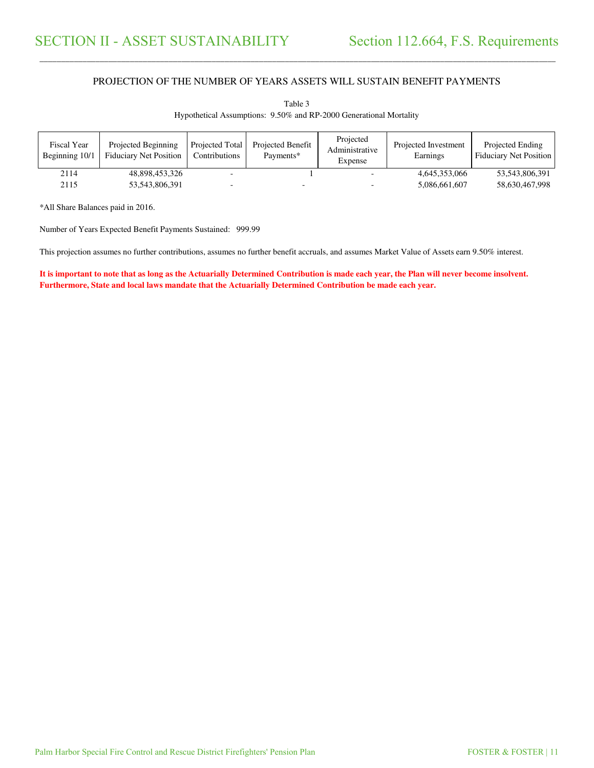# SECTION II - ASSET SUSTAINABILITY

## Section 112.664, F.S. Requirements

### PROJECTION OF THE NUMBER OF YEARS ASSETS WILL SUSTAIN BENEFIT PAYMENTS

Table 3

Hypothetical Assumptions: 9.50% and RP-2000 Generational Mortality

| Fiscal Year Beginning 10/1 | Projected Beginning Fiduciary Net Position | Projected Total Contributions | Projected Benefit Payments* | Projected Administrative Expense | Projected Investment Earnings | Projected Ending Fiduciary Net Position |
|---|---|---|---|---|---|---|
| 2114 | 48,898,453,326 | - | 1 | - | 4,645,353,066 | 53,543,806,391 |
| 2115 | 53,543,806,391 | - | - | - | 5,086,661,607 | 58,630,467,998 |

*All Share Balances paid in 2016.

Number of Years Expected Benefit Payments Sustained: 999.99

This projection assumes no further contributions, assumes no further benefit accruals, and assumes Market Value of Assets earn 9.50% interest.

**It is important to note that as long as the Actuarially Determined Contribution is made each year, the Plan will never become insolvent. Furthermore, State and local laws mandate that the Actuarially Determined Contribution be made each year.**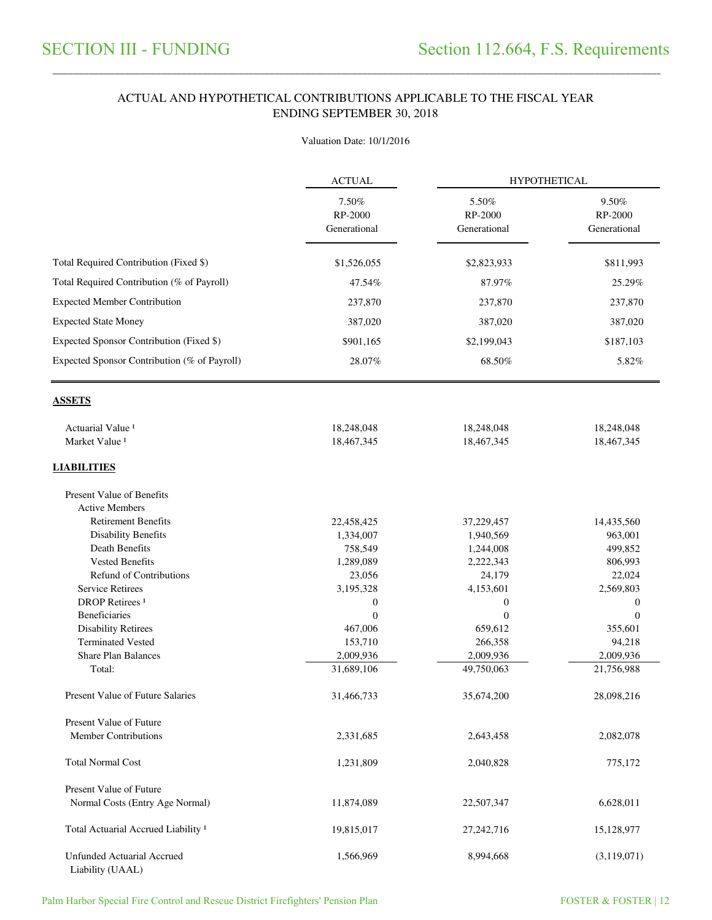# SECTION III - FUNDING

## Section 112.664, F.S. Requirements

### ACTUAL AND HYPOTHETICAL CONTRIBUTIONS APPLICABLE TO THE FISCAL YEAR ENDING SEPTEMBER 30, 2018

Valuation Date: 10/1/2016

| | ACTUAL | HYPOTHETICAL | |
|---|---|---|---|
| | 7.50% RP-2000 Generational | 5.50% RP-2000 Generational | 9.50% RP-2000 Generational |
| Total Required Contribution (Fixed $) | $1,526,055 | $2,823,933 | $811,993 |
| Total Required Contribution (% of Payroll) | 47.54% | 87.97% | 25.29% |
| Expected Member Contribution | 237,870 | 237,870 | 237,870 |
| Expected State Money | 387,020 | 387,020 | 387,020 |
| Expected Sponsor Contribution (Fixed $) | $901,165 | $2,199,043 | $187,103 |
| Expected Sponsor Contribution (% of Payroll) | 28.07% | 68.50% | 5.82% |
| **ASSETS** | | | |
| Actuarial Value [1] | 18,248,048 | 18,248,048 | 18,248,048 |
| Market Value [1] | 18,467,345 | 18,467,345 | 18,467,345 |
| **LIABILITIES** | | | |
| Present Value of Benefits | | | |
| Active Members | | | |
| Retirement Benefits | 22,458,425 | 37,229,457 | 14,435,560 |
| Disability Benefits | 1,334,007 | 1,940,569 | 963,001 |
| Death Benefits | 758,549 | 1,244,008 | 499,852 |
| Vested Benefits | 1,289,089 | 2,222,343 | 806,993 |
| Refund of Contributions | 23,056 | 24,179 | 22,024 |
| Service Retirees | 3,195,328 | 4,153,601 | 2,569,803 |
| DROP Retirees [1] | 0 | 0 | 0 |
| Beneficiaries | 0 | 0 | 0 |
| Disability Retirees | 467,006 | 659,612 | 355,601 |
| Terminated Vested | 153,710 | 266,358 | 94,218 |
| Share Plan Balances | 2,009,936 | 2,009,936 | 2,009,936 |
| Total: | 31,689,106 | 49,750,063 | 21,756,988 |
| Present Value of Future Salaries | 31,466,733 | 35,674,200 | 28,098,216 |
| Present Value of Future Member Contributions | 2,331,685 | 2,643,458 | 2,082,078 |
| Total Normal Cost | 1,231,809 | 2,040,828 | 775,172 |
| Present Value of Future Normal Costs (Entry Age Normal) | 11,874,089 | 22,507,347 | 6,628,011 |
| Total Actuarial Accrued Liability [1] | 19,815,017 | 27,242,716 | 15,128,977 |
| Unfunded Actuarial Accrued Liability (UAAL) | 1,566,969 | 8,994,668 | (3,119,071) |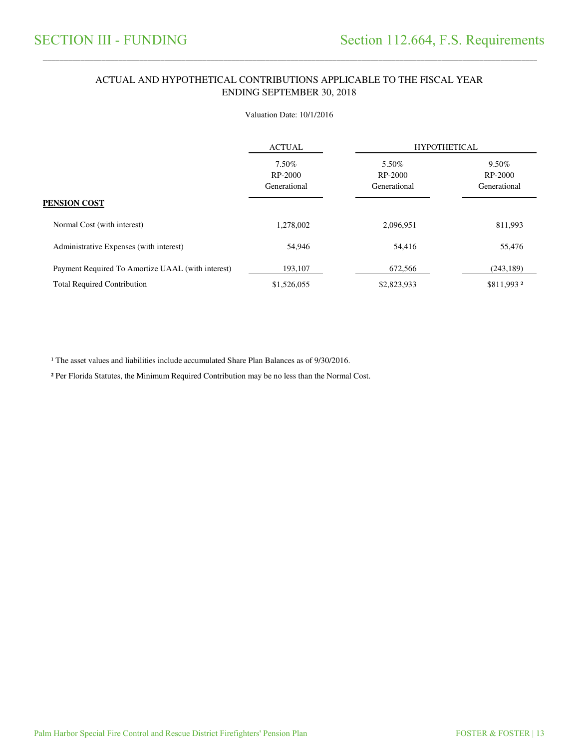# SECTION III - FUNDING

## Section 112.664, F.S. Requirements

### ACTUAL AND HYPOTHETICAL CONTRIBUTIONS APPLICABLE TO THE FISCAL YEAR ENDING SEPTEMBER 30, 2018

Valuation Date: 10/1/2016

| | ACTUAL | HYPOTHETICAL | |
|---|---|---|---|
| | 7.50% RP-2000 Generational | 5.50% RP-2000 Generational | 9.50% RP-2000 Generational |
| **PENSION COST** | | | |
| Normal Cost (with interest) | 1,278,002 | 2,096,951 | 811,993 |
| Administrative Expenses (with interest) | 54,946 | 54,416 | 55,476 |
| Payment Required To Amortize UAAL (with interest) | 193,107 | 672,566 | (243,189) |
| Total Required Contribution | $1,526,055 | $2,823,933 | $811,993 [2] |

[1] The asset values and liabilities include accumulated Share Plan Balances as of 9/30/2016.

[2] Per Florida Statutes, the Minimum Required Contribution may be no less than the Normal Cost.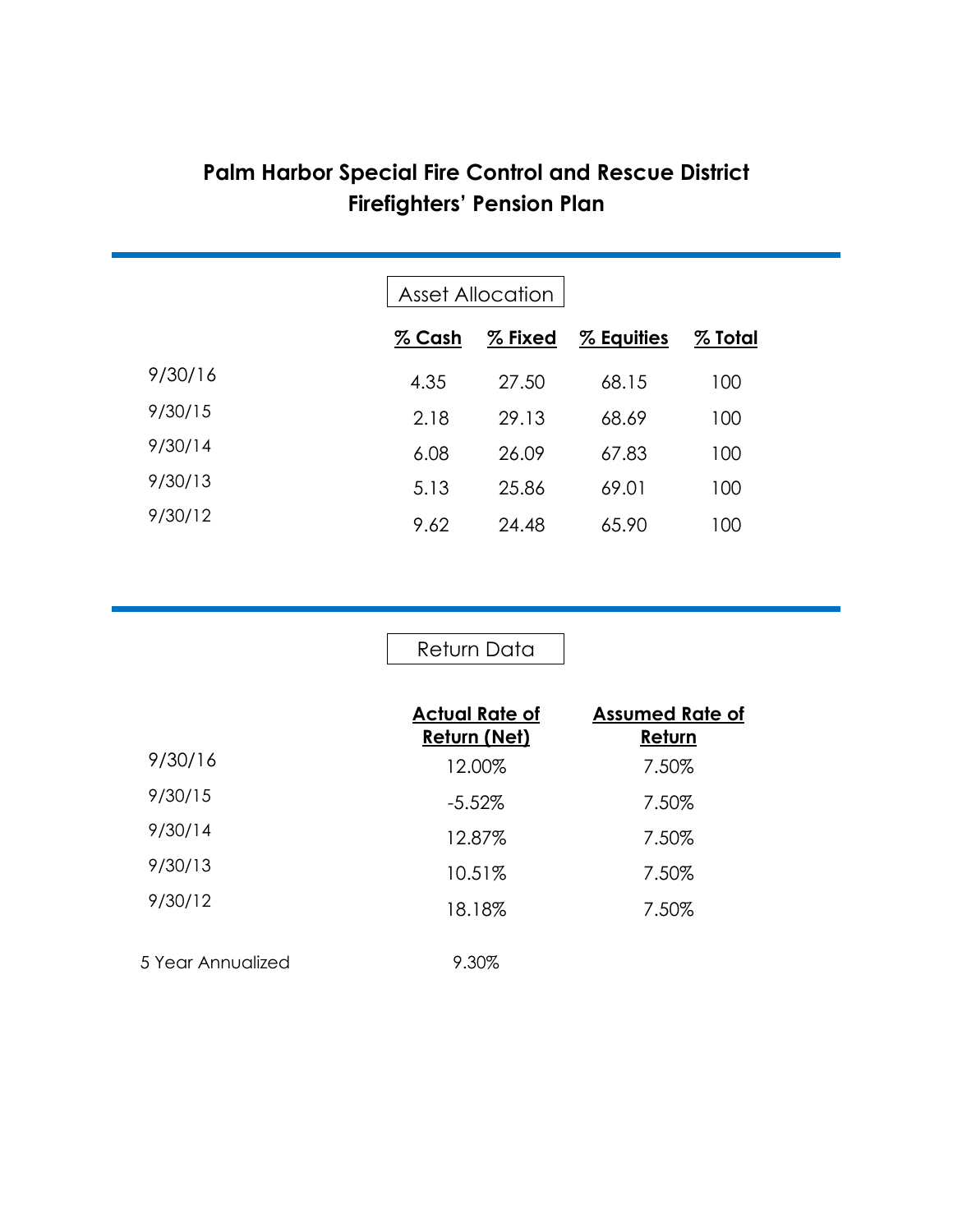# Palm Harbor Special Fire Control and Rescue District Firefighters' Pension Plan

## Asset Allocation

| | % Cash | % Fixed | % Equities | % Total |
|---|---|---|---|---|
| 9/30/16 | 4.35 | 27.50 | 68.15 | 100 |
| 9/30/15 | 2.18 | 29.13 | 68.69 | 100 |
| 9/30/14 | 6.08 | 26.09 | 67.83 | 100 |
| 9/30/13 | 5.13 | 25.86 | 69.01 | 100 |
| 9/30/12 | 9.62 | 24.48 | 65.90 | 100 |

## Return Data

| | Actual Rate of Return (Net) | Assumed Rate of Return |
|---|---|---|
| 9/30/16 | 12.00% | 7.50% |
| 9/30/15 | -5.52% | 7.50% |
| 9/30/14 | 12.87% | 7.50% |
| 9/30/13 | 10.51% | 7.50% |
| 9/30/12 | 18.18% | 7.50% |
| 5 Year Annualized | 9.30% | |